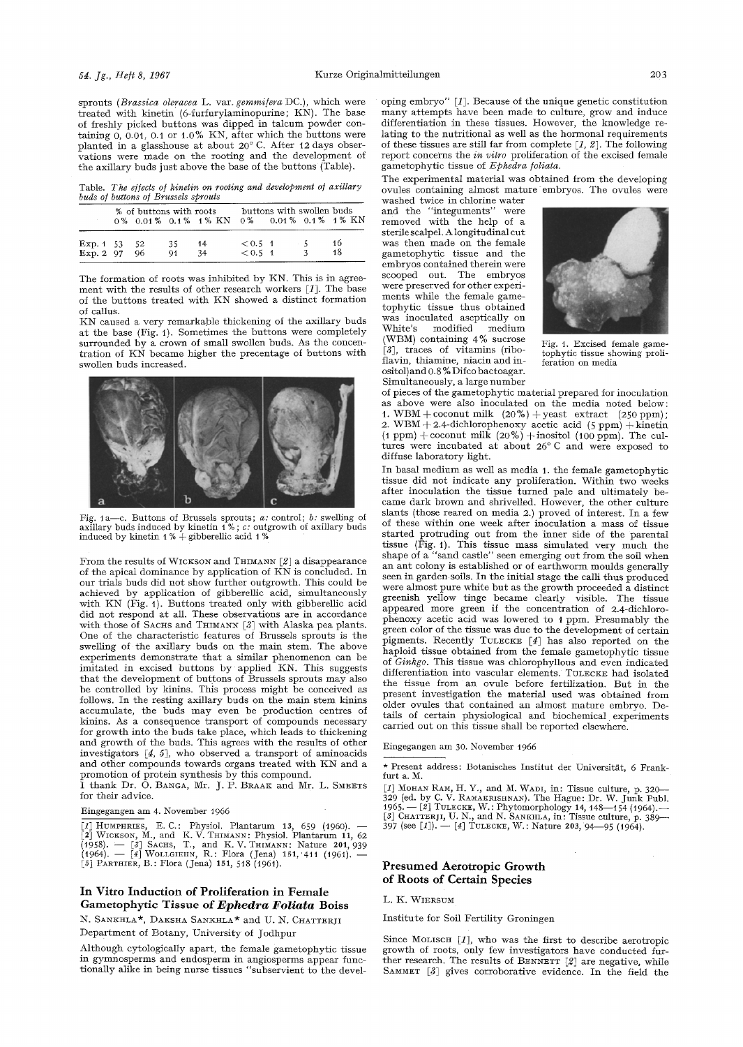sprouts (*Brassica oleracea* L. var. *gemmifera* DC.), which were treated with kinetin (6-furfurylaminopurine; KN). The base of freshly picked buttons was dipped in talcum powder containing 0, 0.01, 0.1 or 1.0% KN, after which the buttons were planted in a glasshouse at about 20° C. After 12 days observations were made on the rooting and the development of the axillary buds just above the base of the buttons (Table).

Table. *The effects of kinetin on rooting and development of axillary buds of buttons of Brussels sprouts*

| | % of buttons with roots | | | | buttons with swollen buds | | | |
|---|---|---|---|---|---|---|---|---|
| | 0% | 0.01% | 0.1% | 1% KN | 0% | 0.01% | 0.1% | 1% KN |
| Exp. 1 | 53 | 52 | 35 | 14 | <0.5 | 1 | 5 | 16 |
| Exp. 2 | 97 | 96 | 91 | 34 | <0.5 | 1 | 3 | 18 |

The formation of roots was inhibited by KN. This is in agreement with the results of other research workers [1]. The base of the buttons treated with KN showed a distinct formation of callus.

KN caused a very remarkable thickening of the axillary buds at the base (Fig. 1). Sometimes the buttons were completely surrounded by a crown of small swollen buds. As the concentration of KN became higher the precentage of buttons with swollen buds increased.

Fig. 1a—c. Buttons of Brussels sprouts; *a*: control; *b*: swelling of axillary buds induced by kinetin 1%; *c*: outgrowth of axillary buds induced by kinetin 1% + gibberellic acid 1%

From the results of WICKSON and THIMANN [2] a disappearance of the apical dominance by application of KN is concluded. In our trials buds did not show further outgrowth. This could be achieved by application of gibberellic acid, simultaneously with KN (Fig. 1). Buttons treated only with gibberellic acid did not respond at all. These observations are in accordance with those of SACHS and THIMANN [3] with Alaska pea plants. One of the characteristic features of Brussels sprouts is the swelling of the axillary buds on the main stem. The above experiments demonstrate that a similar phenomenon can be imitated in excised buttons by applied KN. This suggests that the development of buttons of Brussels sprouts may also be controlled by kinins. This process might be conceived as follows. In the resting axillary buds on the main stem kinins accumulate, the buds may even be production centres of kinins. As a consequence transport of compounds necessary for growth into the buds take place, which leads to thickening and growth of the buds. This agrees with the results of other investigators [4, 5], who observed a transport of aminoacids and other compounds towards organs treated with KN and a promotion of protein synthesis by this compound.

I thank Dr. O. BANGA, Mr. J. P. BRAAK and Mr. L. SMEETS for their advice.

Eingegangen am 4. November 1966

[1] HUMPHERIES, E. C.: Physiol. Plantarum 13, 659 (1960). — [2] WICKSON, M., and K. V. THIMANN: Physiol. Plantarum 11, 62 (1958). — [3] SACHS, T., and K. V. THIMANN: Nature 201, 939 (1964). — [4] WOLLGIEHN, R.: Flora (Jena) 151, 411 (1961). — [5] PARTHIER, B.: Flora (Jena) 151, 518 (1961).

## In Vitro Induction of Proliferation in Female Gametophytic Tissue of *Ephedra Foliata* Boiss

N. SANKHLA*, DAKSHA SANKHLA* and U. N. CHATTERJI

Department of Botany, University of Jodhpur

Although cytologically apart, the female gametophytic tissue in gymnosperms and endosperm in angiosperms appear functionally alike in being nurse tissues "subservient to the developing embryo" [1]. Because of the unique genetic constitution many attempts have been made to culture, grow and induce differentiation in these tissues. However, the knowledge relating to the nutritional as well as the hormonal requirements of these tissues are still far from complete [1, 2]. The following report concerns the *in vitro* proliferation of the excised female gametophytic tissue of *Ephedra foliata*.

The experimental material was obtained from the developing ovules containing almost mature embryos. The ovules were washed twice in chlorine water and the "integuments" were removed with the help of a sterile scalpel. A longitudinal cut was then made on the female gametophytic tissue and the embryos contained therein were scooped out. The embryos were preserved for other experiments while the female gametophytic tissue thus obtained was inoculated aseptically on White's modified medium (WBM) containing 4% sucrose [3], traces of vitamins (riboflavin, thiamine, niacin and inositol) and 0.8% Difco bactoagar. Simultaneously, a large number of pieces of the gametophytic material prepared for inoculation as above were also inoculated on the media noted below: 1. WBM + coconut milk (20%) + yeast extract (250 ppm); 2. WBM + 2.4-dichlorophenoxy acetic acid (5 ppm) + kinetin (1 ppm) + coconut milk (20%) + inositol (100 ppm). The cultures were incubated at about 26° C and were exposed to diffuse laboratory light.

Fig. 1. Excised female gametophytic tissue showing proliferation on media

In basal medium as well as media 1. the female gametophytic tissue did not indicate any proliferation. Within two weeks after inoculation the tissue turned pale and ultimately became dark brown and shrivelled. However, the other culture slants (those reared on media 2.) proved of interest. In a few of these within one week after inoculation a mass of tissue started protruding out from the inner side of the parental tissue (Fig. 1). This tissue mass simulated very much the shape of a "sand castle" seen emerging out from the soil when an ant colony is established or of earthworm moulds generally seen in garden soils. In the initial stage the calli thus produced were almost pure white but as the growth proceeded a distinct greenish yellow tinge became clearly visible. The tissue appeared more green if the concentration of 2.4-dichlorophenoxy acetic acid was lowered to 1 ppm. Presumably the green color of the tissue was due to the development of certain pigments. Recently TULECKE [4] has also reported on the haploid tissue obtained from the female gametophytic tissue of *Ginkgo*. This tissue was chlorophyllous and even indicated differentiation into vascular elements. TULECKE had isolated the tissue from an ovule before fertilization. But in the present investigation the material used was obtained from older ovules that contained an almost mature embryo. Details of certain physiological and biochemical experiments carried out on this tissue shall be reported elsewhere.

Eingegangen am 30. November 1966

\* Present address: Botanisches Institut der Universität, 6 Frankfurt a. M.

[1] MOHAN RAM, H. Y., and M. WADI, in: Tissue culture, p. 320—329 (ed. by C. V. RAMAKRISHNAN). The Hague: Dr. W. Junk Publ. 1965. — [2] TULECKE, W.: Phytomorphology 14, 148—154 (1964). — [3] CHATTERJI, U. N., and N. SANKHLA, in: Tissue culture, p. 389—397 (see [1]). — [4] TULECKE, W.: Nature 203, 94—95 (1964).

## Presumed Aerotropic Growth of Roots of Certain Species

L. K. WIERSUM

Institute for Soil Fertility Groningen

Since MOLISCH [1], who was the first to describe aerotropic growth of roots, only few investigators have conducted further research. The results of BENNETT [2] are negative, while SAMMET [3] gives corroborative evidence. In the field the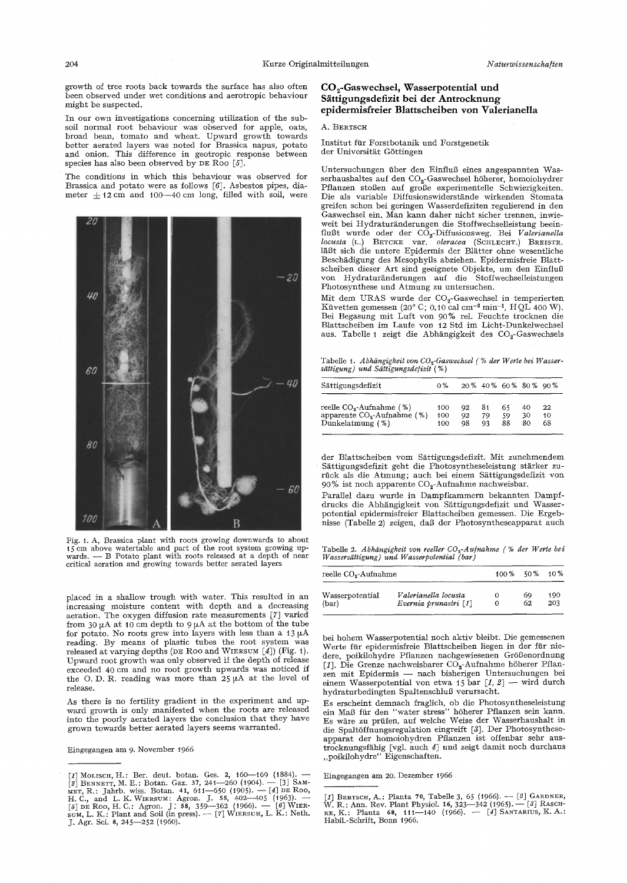growth of tree roots back towards the surface has also often been observed under wet conditions and aerotropic behaviour might be suspected.

In our own investigations concerning utilization of the subsoil normal root behaviour was observed for apple, oats, broad bean, tomato and wheat. Upward growth towards better aerated layers was noted for Brassica napus, potato and onion. This difference in geotropic response between species has also been observed by DE ROO [5].

The conditions in which this behaviour was observed for Brassica and potato were as follows [6]. Asbestos pipes, diameter ± 12 cm and 100—40 cm long, filled with soil, were

Fig. 1. A, Brassica plant with roots growing downwards to about 15 cm above watertable and part of the root system growing upwards. — B Potato plant with roots released at a depth of near critical aeration and growing towards better aerated layers

placed in a shallow trough with water. This resulted in an increasing moisture content with depth and a decreasing aeration. The oxygen diffusion rate measurements [7] varied from 30 μA at 10 cm depth to 9 μA at the bottom of the tube for potato. No roots grew into layers with less than a 13 μA reading. By means of plastic tubes the root system was released at varying depths (DE ROO and WIERSUM [4]) (Fig. 1). Upward root growth was only observed if the depth of release exceeded 40 cm and no root growth upwards was noticed if the O. D. R. reading was more than 25 μA at the level of release.

As there is no fertility gradient in the experiment and upward growth is only manifested when the roots are released into the poorly aerated layers the conclusion that they have grown towards better aerated layers seems warranted.

Eingegangen am 9. November 1966

[1] MOLISCH, H.: Ber. deut. botan. Ges. 2, 160—169 (1884). — [2] BENNETT, M. E.: Botan. Gaz. 37, 241—260 (1904). — [3] SAMMET, R.: Jahrb. wiss. Botan. 41, 611—650 (1905). — [4] DE ROO, H. C., and L. K. WIERSUM: Agron. J. 55, 402—405 (1963). — [5] DE ROO, H. C.: Agron. J. 58, 359—362 (1966). — [6] WIERSUM, L. K.: Plant and Soil (in press). — [7] WIERSUM, L. K.: Neth. J. Agr. Sci. 8, 245—252 (1960).

## $CO_2$-Gaswechsel, Wasserpotential und Sättigungsdefizit bei der Antrocknung epidermisfreier Blattscheiben von Valerianella

A. BERTSCH

Institut für Forstbotanik und Forstgenetik der Universität Göttingen

Untersuchungen über den Einfluß eines angespannten Wasserhaushaltes auf den $CO_2$-Gaswechsel höherer, homoiohydrer Pflanzen stoßen auf große experimentelle Schwierigkeiten. Die als variable Diffusionswiderstände wirkenden Stomata greifen schon bei geringen Wasserdefiziten regulierend in den Gaswechsel ein. Man kann daher nicht sicher trennen, inwieweit bei Hydraturänderungen die Stoffwechselleistung beeinflußt wurde oder der $CO_2$-Diffusionsweg. Bei *Valerianella locusta* (L.) BETCKE var. *oleracea* (SCHLECHT.) BREISTR. läßt sich die untere Epidermis der Blätter ohne wesentliche Beschädigung des Mesophylls abziehen. Epidermisfreie Blattscheiben dieser Art sind geeignete Objekte, um den Einfluß von Hydraturänderungen auf die Stoffwechselleistungen Photosynthese und Atmung zu untersuchen.

Mit dem URAS wurde der $CO_2$-Gaswechsel in temperierten Küvetten gemessen (20° C; 0,10 cal $cm^{-2}$ $min^{-1}$, HQL 400 W). Bei Begasung mit Luft von 90% rel. Feuchte trocknen die Blattscheiben im Laufe von 12 Std im Licht-Dunkelwechsel aus. Tabelle 1 zeigt die Abhängigkeit des $CO_2$-Gaswechsels

Tabelle 1. *Abhängigkeit von $CO_2$-Gaswechsel (% der Werte bei Wassersättigung) und Sättigungsdefizit (%)*

| Sättigungsdefizit | 0% | 20% | 40% | 60% | 80% | 90% |
|---|---|---|---|---|---|---|
| reelle $CO_2$-Aufnahme (%) | 100 | 92 | 81 | 65 | 40 | 22 |
| apparente $CO_2$-Aufnahme (%) | 100 | 92 | 79 | 59 | 30 | 10 |
| Dunkelatmung (%) | 100 | 98 | 93 | 88 | 80 | 68 |

der Blattscheiben vom Sättigungsdefizit. Mit zunehmendem Sättigungsdefizit geht die Photosyntheseleistung stärker zurück als die Atmung; auch bei einem Sättigungsdefizit von 90% ist noch apparente $CO_2$-Aufnahme nachweisbar.

Parallel dazu wurde in Dampfkammern bekannten Dampfdrucks die Abhängigkeit von Sättigungsdefizit und Wasserpotential epidermisfreier Blattscheiben gemessen. Die Ergebnisse (Tabelle 2) zeigen, daß der Photosyntheseapparat auch

Tabelle 2. *Abhängigkeit von reeller $CO_2$-Aufnahme (% der Werte bei Wassersättigung) und Wasserpotential (bar)*

| reelle $CO_2$-Aufnahme | | 100% | 50% | 10% |
|---|---|---|---|---|
| Wasserpotential (bar) | *Valerianella locusta* | 0 | 69 | 190 |
| | *Evernia prunastri* [1] | 0 | 62 | 203 |

bei hohem Wasserpotential noch aktiv bleibt. Die gemessenen Werte für epidermisfreie Blattscheiben liegen in der für niedere, poikilohydre Pflanzen nachgewiesenen Größenordnung [1]. Die Grenze nachweisbarer $CO_2$-Aufnahme höherer Pflanzen mit Epidermis — nach bisherigen Untersuchungen bei einem Wasserpotential von etwa 15 bar [1, 2] — wird durch hydraturbedingten Spaltenschluß verursacht.

Es erscheint demnach fraglich, ob die Photosyntheseleistung ein Maß für den "water stress" höherer Pflanzen sein kann. Es wäre zu prüfen, auf welche Weise der Wasserhaushalt in die Spaltöffnungsregulation eingreift [3]. Der Photosyntheseapparat der homoiohydren Pflanzen ist offenbar sehr austrocknungsfähig [vgl. auch 4] und zeigt damit noch durchaus „poikilohydre" Eigenschaften.

Eingegangen am 20. Dezember 1966

[1] BERTSCH, A.: Planta 70, Tabelle 3, 65 (1966). — [2] GARDNER, W. R.: Ann. Rev. Plant Physiol. 16, 323—342 (1965). — [3] RASCHKE, K.: Planta 68, 111—140 (1966). — [4] SANTARIUS, K. A.: Habil.-Schrift, Bonn 1966.